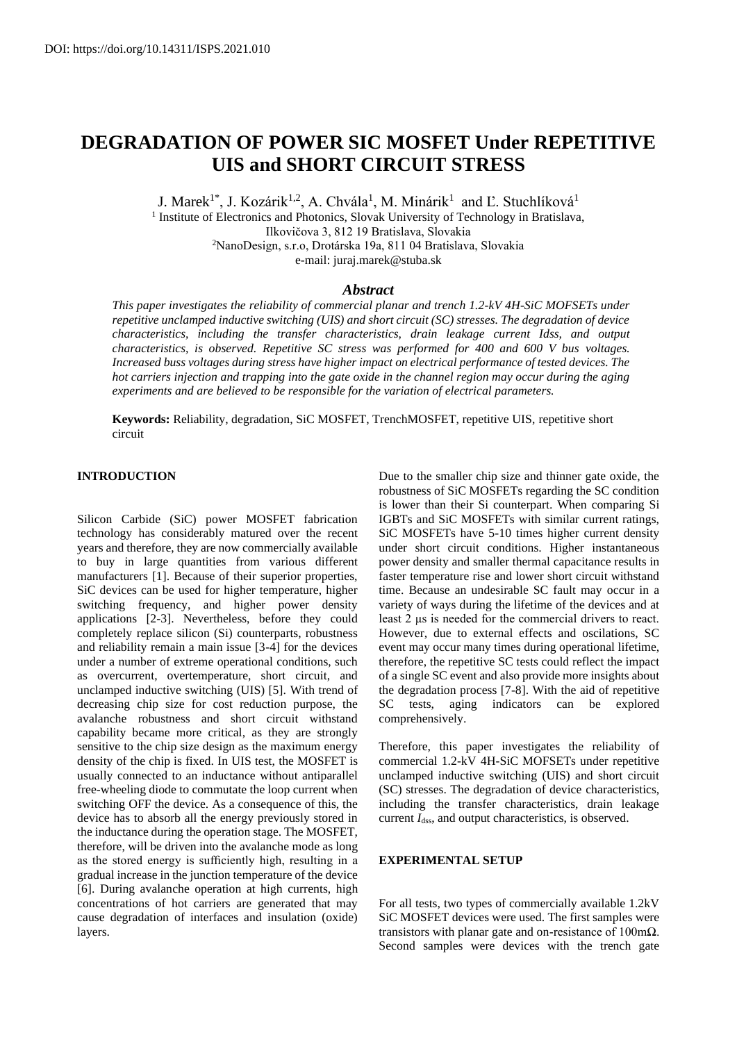DOI: https://doi.org/10.14311/ISPS.2021.010

# DEGRADATION OF POWER SIC MOSFET Under REPETITIVE UIS and SHORT CIRCUIT STRESS

J. Marek[1*], J. Kozárik[1,2], A. Chvála[1], M. Minárik[1] and Ľ. Stuchlíková[1]

[1] Institute of Electronics and Photonics, Slovak University of Technology in Bratislava, Ilkovičova 3, 812 19 Bratislava, Slovakia

[2] NanoDesign, s.r.o, Drotárska 19a, 811 04 Bratislava, Slovakia

e-mail: juraj.marek@stuba.sk

## *Abstract*

*This paper investigates the reliability of commercial planar and trench 1.2-kV 4H-SiC MOFSETs under repetitive unclamped inductive switching (UIS) and short circuit (SC) stresses. The degradation of device characteristics, including the transfer characteristics, drain leakage current Idss, and output characteristics, is observed. Repetitive SC stress was performed for 400 and 600 V bus voltages. Increased buss voltages during stress have higher impact on electrical performance of tested devices. The hot carriers injection and trapping into the gate oxide in the channel region may occur during the aging experiments and are believed to be responsible for the variation of electrical parameters.*

**Keywords:** Reliability, degradation, SiC MOSFET, TrenchMOSFET, repetitive UIS, repetitive short circuit

## INTRODUCTION

Silicon Carbide (SiC) power MOSFET fabrication technology has considerably matured over the recent years and therefore, they are now commercially available to buy in large quantities from various different manufacturers [1]. Because of their superior properties, SiC devices can be used for higher temperature, higher switching frequency, and higher power density applications [2-3]. Nevertheless, before they could completely replace silicon (Si) counterparts, robustness and reliability remain a main issue [3-4] for the devices under a number of extreme operational conditions, such as overcurrent, overtemperature, short circuit, and unclamped inductive switching (UIS) [5]. With trend of decreasing chip size for cost reduction purpose, the avalanche robustness and short circuit withstand capability became more critical, as they are strongly sensitive to the chip size design as the maximum energy density of the chip is fixed. In UIS test, the MOSFET is usually connected to an inductance without antiparallel free-wheeling diode to commutate the loop current when switching OFF the device. As a consequence of this, the device has to absorb all the energy previously stored in the inductance during the operation stage. The MOSFET, therefore, will be driven into the avalanche mode as long as the stored energy is sufficiently high, resulting in a gradual increase in the junction temperature of the device [6]. During avalanche operation at high currents, high concentrations of hot carriers are generated that may cause degradation of interfaces and insulation (oxide) layers.

Due to the smaller chip size and thinner gate oxide, the robustness of SiC MOSFETs regarding the SC condition is lower than their Si counterpart. When comparing Si IGBTs and SiC MOSFETs with similar current ratings, SiC MOSFETs have 5-10 times higher current density under short circuit conditions. Higher instantaneous power density and smaller thermal capacitance results in faster temperature rise and lower short circuit withstand time. Because an undesirable SC fault may occur in a variety of ways during the lifetime of the devices and at least 2 μs is needed for the commercial drivers to react. However, due to external effects and oscillations, SC event may occur many times during operational lifetime, therefore, the repetitive SC tests could reflect the impact of a single SC event and also provide more insights about the degradation process [7-8]. With the aid of repetitive SC tests, aging indicators can be explored comprehensively.

Therefore, this paper investigates the reliability of commercial 1.2-kV 4H-SiC MOFSETs under repetitive unclamped inductive switching (UIS) and short circuit (SC) stresses. The degradation of device characteristics, including the transfer characteristics, drain leakage current $I_{dss}$, and output characteristics, is observed.

## EXPERIMENTAL SETUP

For all tests, two types of commercially available 1.2kV SiC MOSFET devices were used. The first samples were transistors with planar gate and on-resistance of 100mΩ. Second samples were devices with the trench gate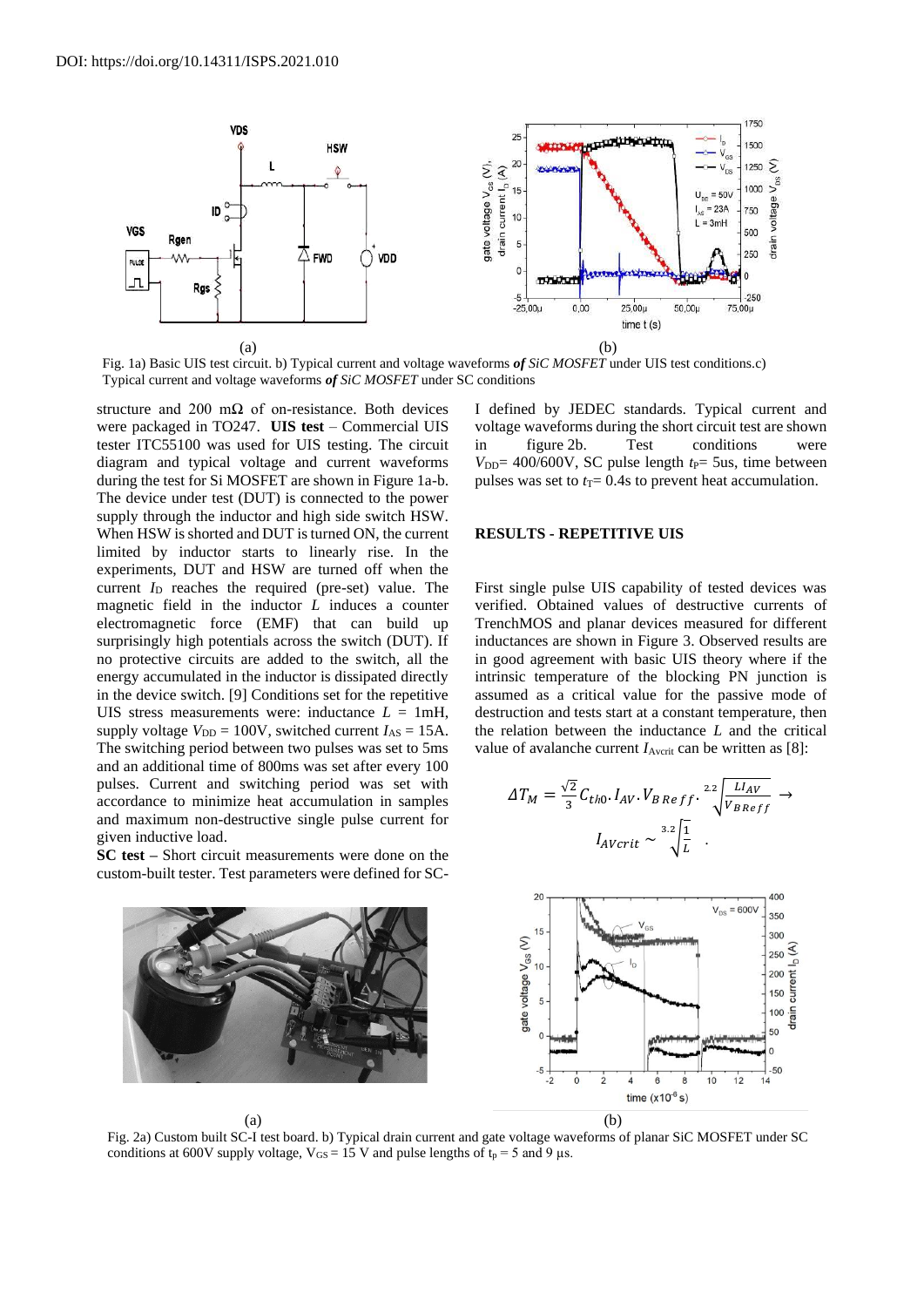DOI: https://doi.org/10.14311/ISPS.2021.010

VDS
HSW
L
ID
VGS
Rgen
PULSE
Rgs
FWD
VDD

(a)

gate voltage $V_{GS}$ (V), drain current $I_D$ (A)
drain voltage $V_{DS}$ (V)
time t (s)
$I_D$
$V_{GS}$
$V_{DS}$
$U_{DD}$ = 50V
$I_{AS}$ = 23A
L = 3mH
25
20
15
10
5
0
-5
1750
1500
1250
1000
750
500
250
0
-250
-25,00µ
0,00
25,00µ
50,00µ
75,00µ

(b)

Fig. 1a) Basic UIS test circuit. b) Typical current and voltage waveforms ***of*** *SiC MOSFET* under UIS test conditions.c) Typical current and voltage waveforms ***of*** *SiC MOSFET* under SC conditions

structure and 200 mΩ of on-resistance. Both devices were packaged in TO247. **UIS test** – Commercial UIS tester ITC55100 was used for UIS testing. The circuit diagram and typical voltage and current waveforms during the test for Si MOSFET are shown in Figure 1a-b. The device under test (DUT) is connected to the power supply through the inductor and high side switch HSW. When HSW is shorted and DUT is turned ON, the current limited by inductor starts to linearly rise. In the experiments, DUT and HSW are turned off when the current $I_D$ reaches the required (pre-set) value. The magnetic field in the inductor $L$ induces a counter electromagnetic force (EMF) that can build up surprisingly high potentials across the switch (DUT). If no protective circuits are added to the switch, all the energy accumulated in the inductor is dissipated directly in the device switch. [9] Conditions set for the repetitive UIS stress measurements were: inductance $L$ = 1mH, supply voltage $V_{DD}$ = 100V, switched current $I_{AS}$ = 15A. The switching period between two pulses was set to 5ms and an additional time of 800ms was set after every 100 pulses. Current and switching period was set with accordance to minimize heat accumulation in samples and maximum non-destructive single pulse current for given inductive load.

**SC test** – Short circuit measurements were done on the custom-built tester. Test parameters were defined for SC-I defined by JEDEC standards. Typical current and voltage waveforms during the short circuit test are shown in figure 2b. Test conditions were $V_{DD}$= 400/600V, SC pulse length $t_P$= 5us, time between pulses was set to $t_T$= 0.4s to prevent heat accumulation.

## RESULTS - REPETITIVE UIS

First single pulse UIS capability of tested devices was verified. Obtained values of destructive currents of TrenchMOS and planar devices measured for different inductances are shown in Figure 3. Observed results are in good agreement with basic UIS theory where if the intrinsic temperature of the blocking PN junction is assumed as a critical value for the passive mode of destruction and tests start at a constant temperature, then the relation between the inductance $L$ and the critical value of avalanche current $I_{Avcrit}$ can be written as [8]:

$$\Delta T_M = \frac{\sqrt{2}}{3} C_{th0} . I_{AV} . V_{BReff} . \sqrt[2.2]{\frac{L I_{AV}}{V_{BReff}}} \rightarrow$$

$$I_{AVcrit} \sim \sqrt[3.2]{\frac{1}{L}} \quad .$$

(a)

gate voltage $V_{GS}$ (V)
drain current $I_D$ (A)
time (x10$^{-6}$ s)
$V_{DS}$ = 600V
$V_{GS}$
$I_D$

(b)

Fig. 2a) Custom built SC-I test board. b) Typical drain current and gate voltage waveforms of planar SiC MOSFET under SC conditions at 600V supply voltage, $V_{GS}$ = 15 V and pulse lengths of $t_p$ = 5 and 9 µs.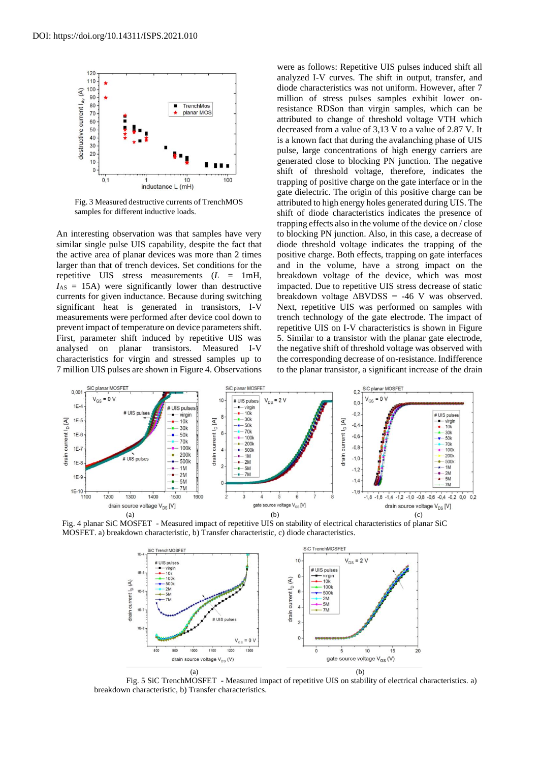DOI: https://doi.org/10.14311/ISPS.2021.010

destructive current $I_{AV}$ (A)

120
110
100
90
80
70
60
50
40
30
20
10
0

0,1
1
10
100

inductance L (mH)

TrenchMos
planar MOS

Fig. 3 Measured destructive currents of TrenchMOS samples for different inductive loads.

An interesting observation was that samples have very similar single pulse UIS capability, despite the fact that the active area of planar devices was more than 2 times larger than that of trench devices. Set conditions for the repetitive UIS stress measurements ($L$ = 1mH, $I_{AS}$ = 15A) were significantly lower than destructive currents for given inductance. Because during switching significant heat is generated in transistors, I-V measurements were performed after device cool down to prevent impact of temperature on device parameters shift. First, parameter shift induced by repetitive UIS was analysed on planar transistors. Measured I-V characteristics for virgin and stressed samples up to 7 million UIS pulses are shown in Figure 4. Observations were as follows: Repetitive UIS pulses induced shift all analyzed I-V curves. The shift in output, transfer, and diode characteristics was not uniform. However, after 7 million of stress pulses samples exhibit lower on-resistance RDSon than virgin samples, which can be attributed to change of threshold voltage VTH which decreased from a value of 3,13 V to a value of 2.87 V. It is a known fact that during the avalanching phase of UIS pulse, large concentrations of high energy carriers are generated close to blocking PN junction. The negative shift of threshold voltage, therefore, indicates the trapping of positive charge on the gate interface or in the gate dielectric. The origin of this positive charge can be attributed to high energy holes generated during UIS. The shift of diode characteristics indicates the presence of trapping effects also in the volume of the device on / close to blocking PN junction. Also, in this case, a decrease of diode threshold voltage indicates the trapping of the positive charge. Both effects, trapping on gate interfaces and in the volume, have a strong impact on the breakdown voltage of the device, which was most impacted. Due to repetitive UIS stress decrease of static breakdown voltage ΔBVDSS = -46 V was observed. Next, repetitive UIS was performed on samples with trench technology of the gate electrode. The impact of repetitive UIS on I-V characteristics is shown in Figure 5. Similar to a transistor with the planar gate electrode, the negative shift of threshold voltage was observed with the corresponding decrease of on-resistance. Indifference to the planar transistor, a significant increase of the drain

SiC planar MOSFET
$V_{GS}$ = 0 V
drain current $I_D$ [A]
0,001
1E-4
1E-5
1E-6
1E-7
1E-8
1E-9
1E-10
1100 1200 1300 1400 1500 1600
drain source voltage $V_{DS}$ [V]
# UIS pulses
# UIS pulses
# UIS pulses: virgin, 10k, 30k, 50k, 70k, 100k, 200k, 500k, 1M, 2M, 5M, 7M
(a)

SiC planar MOSFET
$V_{DS}$ = 2 V
drain current $I_D$ [A]
10
8
6
4
2
0
2 3 4 5 6 7 8
gate source voltage $V_{GS}$ [V]
# UIS pulses: virgin, 10k, 30k, 50k, 70k, 100k, 200k, 500k, 1M, 2M, 5M, 7M
(b)

SiC planar MOSFET
$V_{GS}$ = 0 V
drain current $I_D$ [A]
0,2
0,0
-0,2
-0,4
-0,6
-0,8
-1,0
-1,2
-1,4
-1,6
-1,8 -1,6 -1,4 -1,2 -1,0 -0,8 -0,6 -0,4 -0,2 0,0 0,2
drain source voltage $V_{DS}$ [V]
# UIS pulses: virgin, 10k, 30k, 50k, 70k, 100k, 200k, 500k, 1M, 2M, 5M, 7M
(c)

Fig. 4 planar SiC MOSFET - Measured impact of repetitive UIS on stability of electrical characteristics of planar SiC MOSFET. a) breakdown characteristic, b) Transfer characteristic, c) diode characteristics.

SiC TrenchMOSFET
drain current $I_D$ (A)
1E-4
1E-5
1E-6
1E-7
1E-8
800 900 1000 1100 1200 1300
drain source voltage $V_{DS}$ (V)
# UIS pulses: virgin, 10k, 100k, 500k, 2M, 5M, 7M
# UIS pulses
$V_{GS}$ = 0 V
(a)

SiC TrenchMOSFET
$V_{DS}$ = 2 V
drain current $I_D$ (A)
10
8
6
4
2
0
0 5 10 15 20
gate source voltage $V_{GS}$ (V)
# UIS pulses: virgin, 10k, 100k, 500k, 2M, 5M, 7M
(b)

Fig. 5 SiC TrenchMOSFET - Measured impact of repetitive UIS on stability of electrical characteristics. a) breakdown characteristic, b) Transfer characteristics.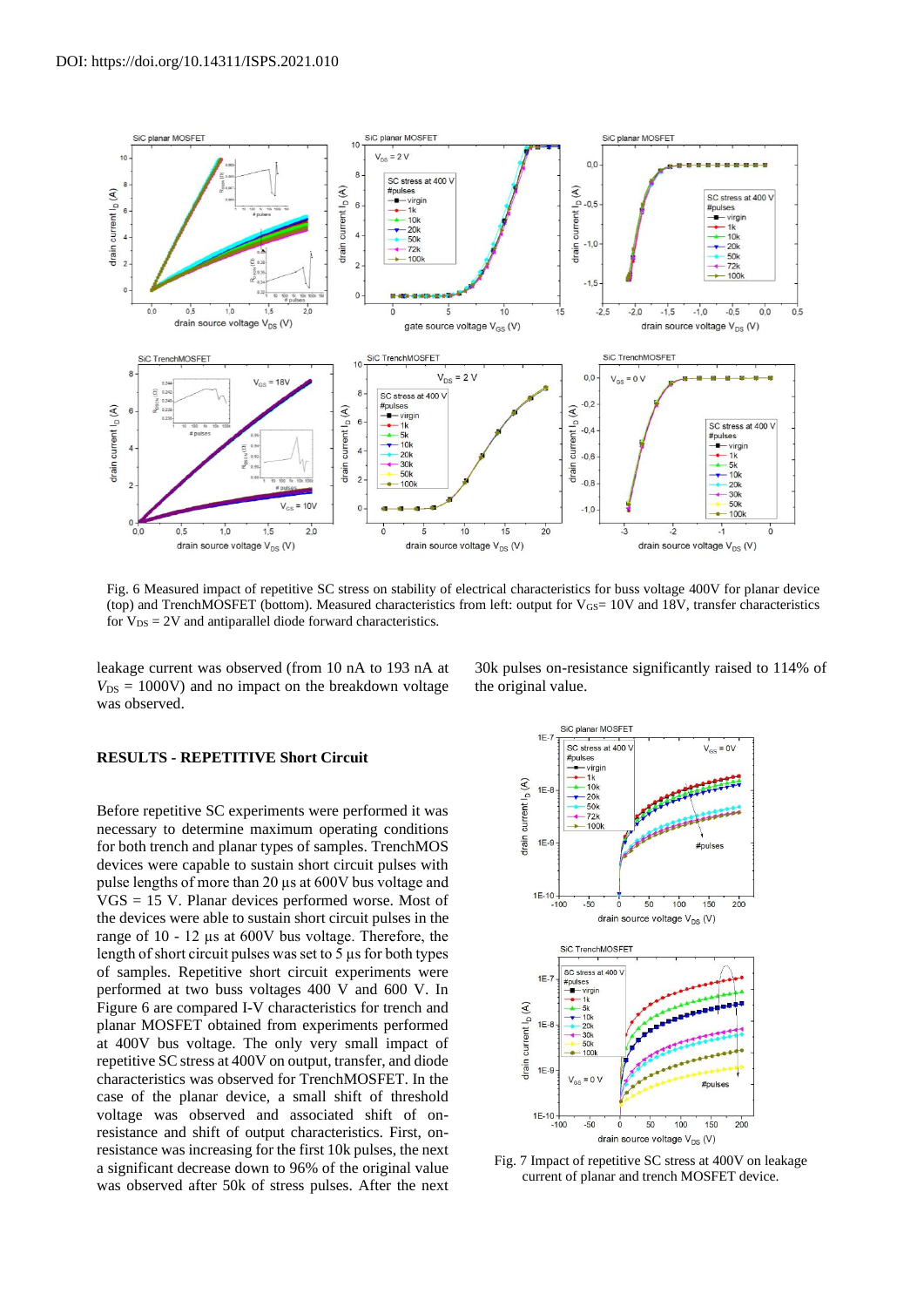DOI: https://doi.org/10.14311/ISPS.2021.010

SiC planar MOSFET

drain current $I_D$ (A)

drain source voltage $V_{DS}$ (V)

SiC planar MOSFET

$V_{DS}$ = 2 V

SC stress at 400 V
#pulses
virgin
1k
10k
20k
50k
72k
100k

drain current $I_D$ (A)

gate source voltage $V_{GS}$ (V)

SiC planar MOSFET

SC stress at 400 V
#pulses
virgin
1k
10k
20k
50k
72k
100k

drain current $I_D$ (A)

drain source voltage $V_{DS}$ (V)

SiC TrenchMOSFET

$V_{GS}$ = 18V

$V_{GS}$ = 10V

drain current $I_D$ (A)

drain source voltage $V_{DS}$ (V)

SiC TrenchMOSFET

$V_{DS}$ = 2 V

SC stress at 400 V
#pulses
virgin
1k
5k
10k
20k
30k
50k
100k

drain current $I_D$ (A)

drain source voltage $V_{DS}$ (V)

SiC TrenchMOSFET

$V_{GS}$ = 0 V

SC stress at 400 V
#pulses
virgin
1k
5k
10k
20k
30k
50k
100k

drain current $I_D$ (A)

drain source voltage $V_{DS}$ (V)

Fig. 6 Measured impact of repetitive SC stress on stability of electrical characteristics for buss voltage 400V for planar device (top) and TrenchMOSFET (bottom). Measured characteristics from left: output for $V_{GS}$= 10V and 18V, transfer characteristics for $V_{DS}$ = 2V and antiparallel diode forward characteristics.

leakage current was observed (from 10 nA to 193 nA at $V_{DS}$ = 1000V) and no impact on the breakdown voltage was observed.

## RESULTS - REPETITIVE Short Circuit

Before repetitive SC experiments were performed it was necessary to determine maximum operating conditions for both trench and planar types of samples. TrenchMOS devices were capable to sustain short circuit pulses with pulse lengths of more than 20 µs at 600V bus voltage and VGS = 15 V. Planar devices performed worse. Most of the devices were able to sustain short circuit pulses in the range of 10 - 12 µs at 600V bus voltage. Therefore, the length of short circuit pulses was set to 5 µs for both types of samples. Repetitive short circuit experiments were performed at two buss voltages 400 V and 600 V. In Figure 6 are compared I-V characteristics for trench and planar MOSFET obtained from experiments performed at 400V bus voltage. The only very small impact of repetitive SC stress at 400V on output, transfer, and diode characteristics was observed for TrenchMOSFET. In the case of the planar device, a small shift of threshold voltage was observed and associated shift of on-resistance and shift of output characteristics. First, on-resistance was increasing for the first 10k pulses, the next a significant decrease down to 96% of the original value was observed after 50k of stress pulses. After the next 30k pulses on-resistance significantly raised to 114% of the original value.

SiC planar MOSFET

SC stress at 400 V
#pulses
virgin
1k
10k
20k
50k
72k
100k

$V_{GS}$ = 0V

#pulses

drain current $I_D$ (A)

drain source voltage $V_{DS}$ (V)

SiC TrenchMOSFET

SC stress at 400 V
#pulses
virgin
1k
5k
10k
20k
30k
50k
100k

$V_{GS}$ = 0 V

#pulses

drain current $I_D$ (A)

drain source voltage $V_{DS}$ (V)

Fig. 7 Impact of repetitive SC stress at 400V on leakage current of planar and trench MOSFET device.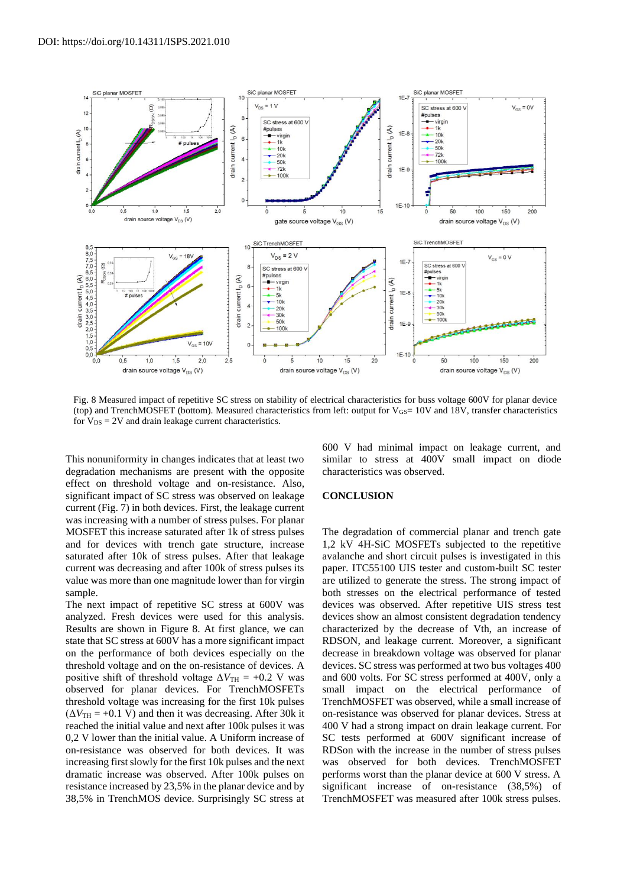SiC planar MOSFET

drain current $I_D$ (A)

drain source voltage $V_{DS}$ (V)

$R_{DSON}$ (Ω)

# pulses

SiC planar MOSFET

$V_{DS}$ = 1 V

SC stress at 600 V

#pulses

virgin

1k

10k

20k

50k

72k

100k

drain current $I_D$ (A)

gate source voltage $V_{GS}$ (V)

SiC planar MOSFET

SC stress at 600 V

#pulses

virgin

1k

10k

20k

50k

72k

100k

$V_{GS}$ = 0V

drain current $I_D$ (A)

drain source voltage $V_{DS}$ (V)

$V_{GS}$ = 18V

$V_{GS}$ = 10V

drain current $I_D$ (A)

drain source voltage $V_{DS}$ (V)

$R_{DSON}$ (Ω)

# pulses

SiC TrenchMOSFET

$V_{DS}$ = 2 V

SC stress at 600 V

#pulses

virgin

1k

5k

10k

20k

30k

50k

100k

drain current $I_D$ (A)

gate source voltage $V_{GS}$ (V)

SiC TrenchMOSFET

$V_{GS}$ = 0 V

SC stress at 600 V

#pulses

virgin

1k

5k

10k

20k

30k

50k

100k

drain current $I_D$ (A)

drain source voltage $V_{DS}$ (V)

Fig. 8 Measured impact of repetitive SC stress on stability of electrical characteristics for buss voltage 600V for planar device (top) and TrenchMOSFET (bottom). Measured characteristics from left: output for $V_{GS}$= 10V and 18V, transfer characteristics for $V_{DS}$ = 2V and drain leakage current characteristics.

This nonuniformity in changes indicates that at least two degradation mechanisms are present with the opposite effect on threshold voltage and on-resistance. Also, significant impact of SC stress was observed on leakage current (Fig. 7) in both devices. First, the leakage current was increasing with a number of stress pulses. For planar MOSFET this increase saturated after 1k of stress pulses and for devices with trench gate structure, increase saturated after 10k of stress pulses. After that leakage current was decreasing and after 100k of stress pulses its value was more than one magnitude lower than for virgin sample.

The next impact of repetitive SC stress at 600V was analyzed. Fresh devices were used for this analysis. Results are shown in Figure 8. At first glance, we can state that SC stress at 600V has a more significant impact on the performance of both devices especially on the threshold voltage and on the on-resistance of devices. A positive shift of threshold voltage $\Delta V_{TH}$ = +0.2 V was observed for planar devices. For TrenchMOSFETs threshold voltage was increasing for the first 10k pulses ($\Delta V_{TH}$ = +0.1 V) and then it was decreasing. After 30k it reached the initial value and next after 100k pulses it was 0,2 V lower than the initial value. A Uniform increase of on-resistance was observed for both devices. It was increasing first slowly for the first 10k pulses and the next dramatic increase was observed. After 100k pulses on resistance increased by 23,5% in the planar device and by 38,5% in TrenchMOS device. Surprisingly SC stress at 600 V had minimal impact on leakage current, and similar to stress at 400V small impact on diode characteristics was observed.

## CONCLUSION

The degradation of commercial planar and trench gate 1,2 kV 4H-SiC MOSFETs subjected to the repetitive avalanche and short circuit pulses is investigated in this paper. ITC55100 UIS tester and custom-built SC tester are utilized to generate the stress. The strong impact of both stresses on the electrical performance of tested devices was observed. After repetitive UIS stress test devices show an almost consistent degradation tendency characterized by the decrease of Vth, an increase of RDSON, and leakage current. Moreover, a significant decrease in breakdown voltage was observed for planar devices. SC stress was performed at two bus voltages 400 and 600 volts. For SC stress performed at 400V, only a small impact on the electrical performance of TrenchMOSFET was observed, while a small increase of on-resistance was observed for planar devices. Stress at 400 V had a strong impact on drain leakage current. For SC tests performed at 600V significant increase of RDSon with the increase in the number of stress pulses was observed for both devices. TrenchMOSFET performs worst than the planar device at 600 V stress. A significant increase of on-resistance (38,5%) of TrenchMOSFET was measured after 100k stress pulses.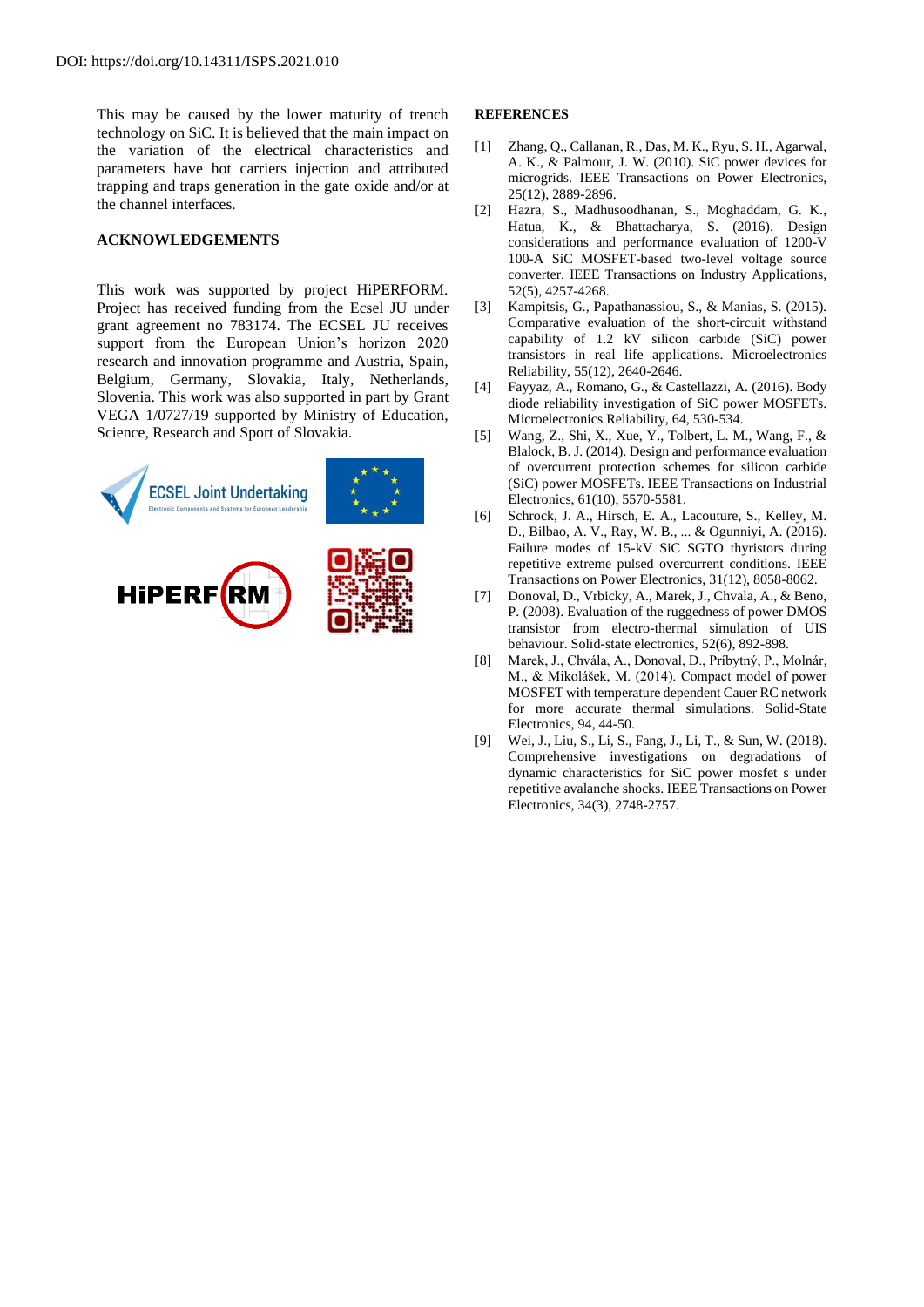DOI: https://doi.org/10.14311/ISPS.2021.010

This may be caused by the lower maturity of trench technology on SiC. It is believed that the main impact on the variation of the electrical characteristics and parameters have hot carriers injection and attributed trapping and traps generation in the gate oxide and/or at the channel interfaces.

## ACKNOWLEDGEMENTS

This work was supported by project HiPERFORM. Project has received funding from the Ecsel JU under grant agreement no 783174. The ECSEL JU receives support from the European Union's horizon 2020 research and innovation programme and Austria, Spain, Belgium, Germany, Slovakia, Italy, Netherlands, Slovenia. This work was also supported in part by Grant VEGA 1/0727/19 supported by Ministry of Education, Science, Research and Sport of Slovakia.

## REFERENCES

[1] Zhang, Q., Callanan, R., Das, M. K., Ryu, S. H., Agarwal, A. K., & Palmour, J. W. (2010). SiC power devices for microgrids. IEEE Transactions on Power Electronics, 25(12), 2889-2896.

[2] Hazra, S., Madhusoodhanan, S., Moghaddam, G. K., Hatua, K., & Bhattacharya, S. (2016). Design considerations and performance evaluation of 1200-V 100-A SiC MOSFET-based two-level voltage source converter. IEEE Transactions on Industry Applications, 52(5), 4257-4268.

[3] Kampitsis, G., Papathanassiou, S., & Manias, S. (2015). Comparative evaluation of the short-circuit withstand capability of 1.2 kV silicon carbide (SiC) power transistors in real life applications. Microelectronics Reliability, 55(12), 2640-2646.

[4] Fayyaz, A., Romano, G., & Castellazzi, A. (2016). Body diode reliability investigation of SiC power MOSFETs. Microelectronics Reliability, 64, 530-534.

[5] Wang, Z., Shi, X., Xue, Y., Tolbert, L. M., Wang, F., & Blalock, B. J. (2014). Design and performance evaluation of overcurrent protection schemes for silicon carbide (SiC) power MOSFETs. IEEE Transactions on Industrial Electronics, 61(10), 5570-5581.

[6] Schrock, J. A., Hirsch, E. A., Lacouture, S., Kelley, M. D., Bilbao, A. V., Ray, W. B., ... & Ogunniyi, A. (2016). Failure modes of 15-kV SiC SGTO thyristors during repetitive extreme pulsed overcurrent conditions. IEEE Transactions on Power Electronics, 31(12), 8058-8062.

[7] Donoval, D., Vrbicky, A., Marek, J., Chvala, A., & Beno, P. (2008). Evaluation of the ruggedness of power DMOS transistor from electro-thermal simulation of UIS behaviour. Solid-state electronics, 52(6), 892-898.

[8] Marek, J., Chvála, A., Donoval, D., Príbytný, P., Molnár, M., & Mikolášek, M. (2014). Compact model of power MOSFET with temperature dependent Cauer RC network for more accurate thermal simulations. Solid-State Electronics, 94, 44-50.

[9] Wei, J., Liu, S., Li, S., Fang, J., Li, T., & Sun, W. (2018). Comprehensive investigations on degradations of dynamic characteristics for SiC power mosfet s under repetitive avalanche shocks. IEEE Transactions on Power Electronics, 34(3), 2748-2757.